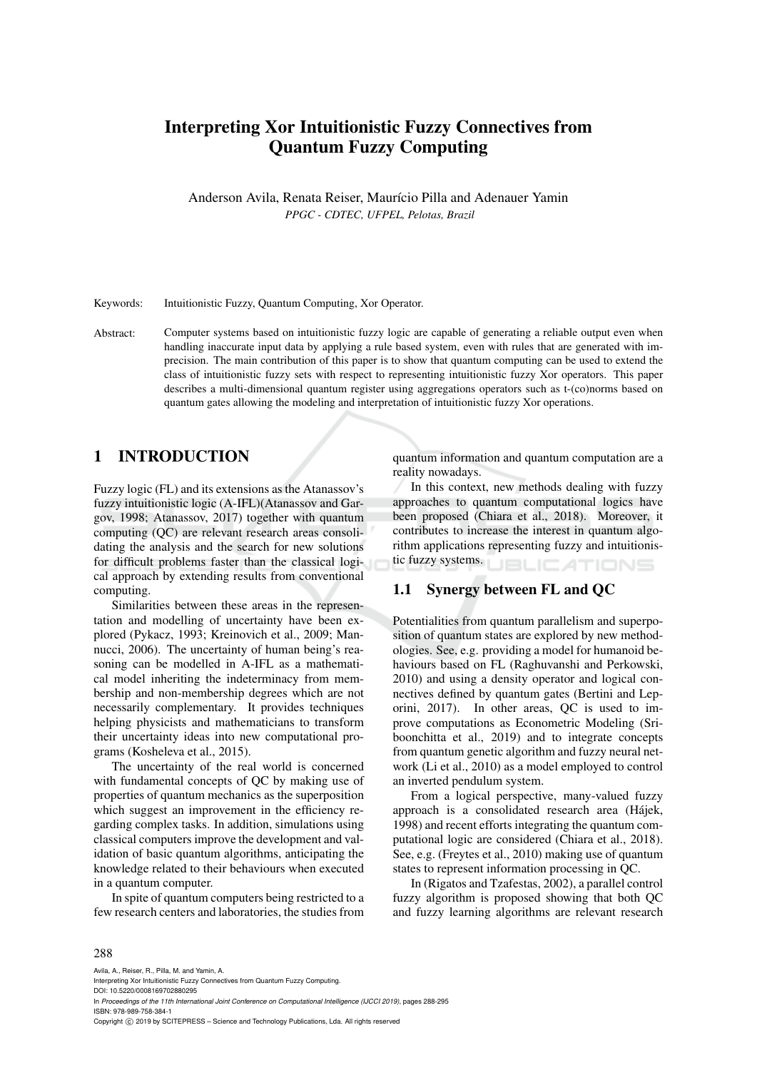# Interpreting Xor Intuitionistic Fuzzy Connectives from Quantum Fuzzy Computing

Anderson Avila, Renata Reiser, Maurício Pilla and Adenauer Yamin

*PPGC - CDTEC, UFPEL, Pelotas, Brazil*

Keywords: Intuitionistic Fuzzy, Quantum Computing, Xor Operator.

Abstract: Computer systems based on intuitionistic fuzzy logic are capable of generating a reliable output even when handling inaccurate input data by applying a rule based system, even with rules that are generated with imprecision. The main contribution of this paper is to show that quantum computing can be used to extend the class of intuitionistic fuzzy sets with respect to representing intuitionistic fuzzy Xor operators. This paper describes a multi-dimensional quantum register using aggregations operators such as t-(co)norms based on quantum gates allowing the modeling and interpretation of intuitionistic fuzzy Xor operations.

## 1 INTRODUCTION

Fuzzy logic (FL) and its extensions as the Atanassov's fuzzy intuitionistic logic (A-IFL)(Atanassov and Gargov, 1998; Atanassov, 2017) together with quantum computing (QC) are relevant research areas consolidating the analysis and the search for new solutions for difficult problems faster than the classical logical approach by extending results from conventional computing.

Similarities between these areas in the representation and modelling of uncertainty have been explored (Pykacz, 1993; Kreinovich et al., 2009; Mannucci, 2006). The uncertainty of human being's reasoning can be modelled in A-IFL as a mathematical model inheriting the indeterminacy from membership and non-membership degrees which are not necessarily complementary. It provides techniques helping physicists and mathematicians to transform their uncertainty ideas into new computational programs (Kosheleva et al., 2015).

The uncertainty of the real world is concerned with fundamental concepts of QC by making use of properties of quantum mechanics as the superposition which suggest an improvement in the efficiency regarding complex tasks. In addition, simulations using classical computers improve the development and validation of basic quantum algorithms, anticipating the knowledge related to their behaviours when executed in a quantum computer.

In spite of quantum computers being restricted to a few research centers and laboratories, the studies from quantum information and quantum computation are a reality nowadays.

In this context, new methods dealing with fuzzy approaches to quantum computational logics have been proposed (Chiara et al., 2018). Moreover, it contributes to increase the interest in quantum algorithm applications representing fuzzy and intuitionistic fuzzy systems.

### 1.1 Synergy between FL and QC

Potentialities from quantum parallelism and superposition of quantum states are explored by new methodologies. See, e.g. providing a model for humanoid behaviours based on FL (Raghuvanshi and Perkowski, 2010) and using a density operator and logical connectives defined by quantum gates (Bertini and Leporini, 2017). In other areas, QC is used to improve computations as Econometric Modeling (Sriboonchitta et al., 2019) and to integrate concepts from quantum genetic algorithm and fuzzy neural network (Li et al., 2010) as a model employed to control an inverted pendulum system.

From a logical perspective, many-valued fuzzy approach is a consolidated research area (Hájek, 1998) and recent efforts integrating the quantum computational logic are considered (Chiara et al., 2018). See, e.g. (Freytes et al., 2010) making use of quantum states to represent information processing in QC.

In (Rigatos and Tzafestas, 2002), a parallel control fuzzy algorithm is proposed showing that both QC and fuzzy learning algorithms are relevant research

Avila, A., Reiser, R., Pilla, M. and Yamin, A.
Interpreting Xor Intuitionistic Fuzzy Connectives from Quantum Fuzzy Computing.
DOI: 10.5220/0008169702880295
In *Proceedings of the 11th International Joint Conference on Computational Intelligence (IJCCI 2019)*, pages 288-295
ISBN: 978-989-758-384-1
Copyright © 2019 by SCITEPRESS – Science and Technology Publications, Lda. All rights reserved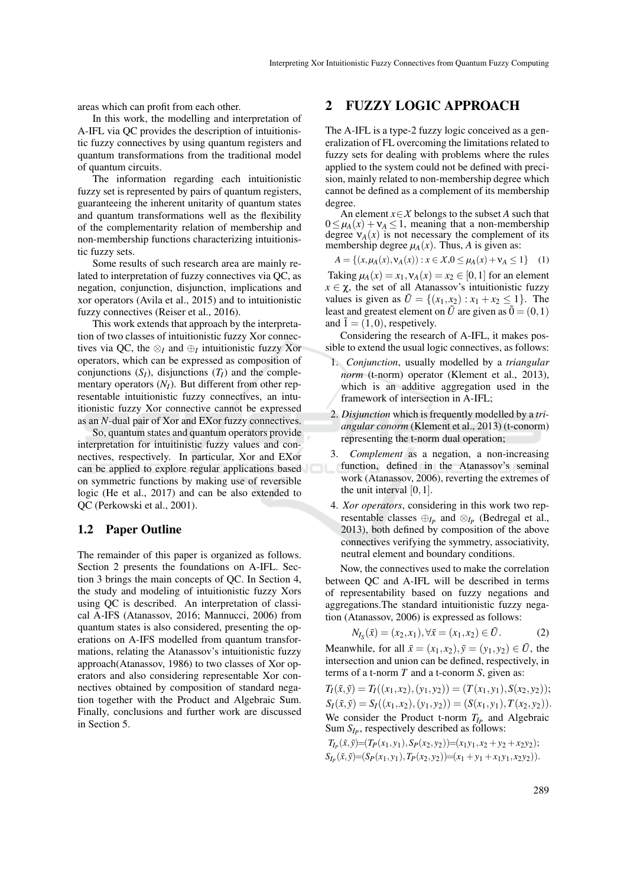areas which can profit from each other.

In this work, the modelling and interpretation of A-IFL via QC provides the description of intuitionistic fuzzy connectives by using quantum registers and quantum transformations from the traditional model of quantum circuits.

The information regarding each intuitionistic fuzzy set is represented by pairs of quantum registers, guaranteeing the inherent unitarity of quantum states and quantum transformations well as the flexibility of the complementarity relation of membership and non-membership functions characterizing intuitionistic fuzzy sets.

Some results of such research area are mainly related to interpretation of fuzzy connectives via QC, as negation, conjunction, disjunction, implications and xor operators (Avila et al., 2015) and to intuitionistic fuzzy connectives (Reiser et al., 2016).

This work extends that approach by the interpretation of two classes of intuitionistic fuzzy Xor connectives via QC, the $\otimes_I$ and $\oplus_I$ intuitionistic fuzzy Xor operators, which can be expressed as composition of conjunctions ($S_I$), disjunctions ($T_I$) and the complementary operators ($N_I$). But different from other representable intuitionistic fuzzy connectives, an intuitionistic fuzzy Xor connective cannot be expressed as an $N$-dual pair of Xor and EXor fuzzy connectives.

So, quantum states and quantum operators provide interpretation for intuitinistic fuzzy values and connectives, respectively. In particular, Xor and EXor can be applied to explore regular applications based on symmetric functions by making use of reversible logic (He et al., 2017) and can be also extended to QC (Perkowski et al., 2001).

### 1.2 Paper Outline

The remainder of this paper is organized as follows. Section 2 presents the foundations on A-IFL. Section 3 brings the main concepts of QC. In Section 4, the study and modeling of intuitionistic fuzzy Xors using QC is described. An interpretation of classical A-IFS (Atanassov, 2016; Mannucci, 2006) from quantum states is also considered, presenting the operations on A-IFS modelled from quantum transformations, relating the Atanassov's intuitionistic fuzzy approach(Atanassov, 1986) to two classes of Xor operators and also considering representable Xor connectives obtained by composition of standard negation together with the Product and Algebraic Sum. Finally, conclusions and further work are discussed in Section 5.

## 2 FUZZY LOGIC APPROACH

The A-IFL is a type-2 fuzzy logic conceived as a generalization of FL overcoming the limitations related to fuzzy sets for dealing with problems where the rules applied to the system could not be defined with precision, mainly related to non-membership degree which cannot be defined as a complement of its membership degree.

An element $x \in \mathcal{X}$ belongs to the subset $A$ such that $0 \leq \mu_A(x) + \nu_A \leq 1$, meaning that a non-membership degree $\nu_A(x)$ is not necessary the complement of its membership degree $\mu_A(x)$. Thus, $A$ is given as:

$$A = \{(x, \mu_A(x), \nu_A(x)) : x \in \mathcal{X}, 0 \leq \mu_A(x) + \nu_A \leq 1\} \quad (1)$$

Taking $\mu_A(x) = x_1, \nu_A(x) = x_2 \in [0,1]$ for an element $x \in \chi$, the set of all Atanassov's intuitionistic fuzzy values is given as $\tilde{U} = \{(x_1, x_2) : x_1 + x_2 \leq 1\}$. The least and greatest element on $\tilde{U}$ are given as $\tilde{0} = (0,1)$ and $\tilde{1} = (1,0)$, respetively.

Considering the research of A-IFL, it makes possible to extend the usual logic connectives, as follows:

1. *Conjunction*, usually modelled by a *triangular norm* (t-norm) operator (Klement et al., 2013), which is an additive aggregation used in the framework of intersection in A-IFL;
2. *Disjunction* which is frequently modelled by a *triangular conorm* (Klement et al., 2013) (t-conorm) representing the t-norm dual operation;
3. *Complement* as a negation, a non-increasing function, defined in the Atanassov's seminal work (Atanassov, 2006), reverting the extremes of the unit interval $[0,1]$.
4. *Xor operators*, considering in this work two representable classes $\oplus_{I_P}$ and $\otimes_{I_P}$ (Bedregal et al., 2013), both defined by composition of the above connectives verifying the symmetry, associativity, neutral element and boundary conditions.

Now, the connectives used to make the correlation between QC and A-IFL will be described in terms of representability based on fuzzy negations and aggregations.The standard intuitionistic fuzzy negation (Atanassov, 2006) is expressed as follows:

$$N_{I_S}(\tilde{x}) = (x_2, x_1), \forall \tilde{x} = (x_1, x_2) \in \tilde{U}. \quad (2)$$

Meanwhile, for all $\tilde{x} = (x_1, x_2), \tilde{y} = (y_1, y_2) \in \tilde{U}$, the intersection and union can be defined, respectively, in terms of a t-norm $T$ and a t-conorm $S$, given as:

$$T_I(\tilde{x}, \tilde{y}) = T_I((x_1, x_2), (y_1, y_2)) = (T(x_1, y_1), S(x_2, y_2));$$
$$S_I(\tilde{x}, \tilde{y}) = S_I((x_1, x_2), (y_1, y_2)) = (S(x_1, y_1), T(x_2, y_2)).$$

We consider the Product t-norm $T_{I_P}$ and Algebraic Sum $S_{I_P}$, respectively described as follows:

$$T_{I_P}(\tilde{x}, \tilde{y}) = (T_P(x_1, y_1), S_P(x_2, y_2)) = (x_1 y_1, x_2 + y_2 + x_2 y_2);$$
$$S_{I_P}(\tilde{x}, \tilde{y}) = (S_P(x_1, y_1), T_P(x_2, y_2)) = (x_1 + y_1 + x_1 y_1, x_2 y_2)).$$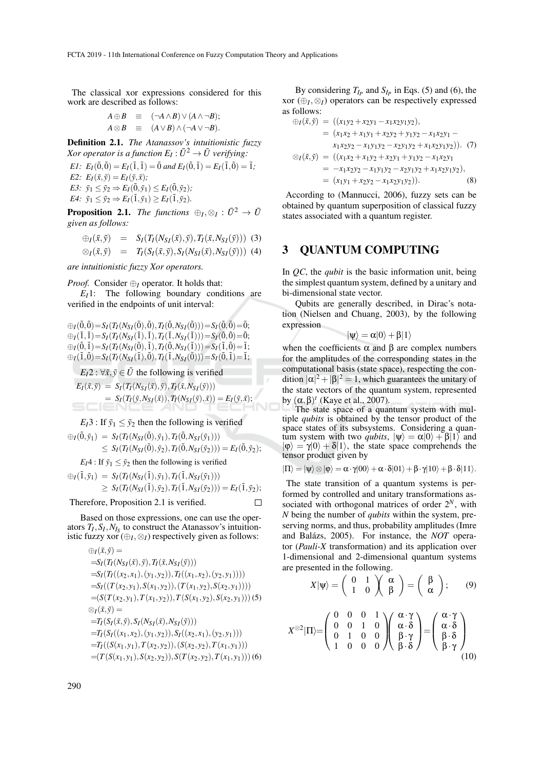The classical xor expressions considered for this work are described as follows:

$$A \oplus B \equiv (\neg A \wedge B) \vee (A \wedge \neg B);$$
$$A \otimes B \equiv (A \vee B) \wedge (\neg A \vee \neg B).$$

**Definition 2.1.** *The Atanassov's intuitionistic fuzzy Xor operator is a function $E_I : \tilde{U}^2 \rightarrow \tilde{U}$ verifying:*

*E1:* $E_I(\tilde{0},\tilde{0}) = E_I(\tilde{1},\tilde{1}) = \tilde{0}$ *and* $E_I(\tilde{0},\tilde{1}) = E_I(\tilde{1},\tilde{0}) = \tilde{1}$*;*

*E2:* $E_I(\tilde{x},\tilde{y}) = E_I(\tilde{y},\tilde{x})$*;*

*E3:* $\tilde{y}_1 \leq \tilde{y}_2 \Rightarrow E_I(\tilde{0},\tilde{y}_1) \leq E_I(\tilde{0},\tilde{y}_2)$*;*

*E4:* $\tilde{y}_1 \leq \tilde{y}_2 \Rightarrow E_I(\tilde{1},\tilde{y}_1) \geq E_I(\tilde{1},\tilde{y}_2)$*.*

**Proposition 2.1.** *The functions $\oplus_I, \otimes_I : \tilde{U}^2 \rightarrow \tilde{U}$ given as follows:*

$$\oplus_I(\tilde{x},\tilde{y}) = S_I(T_I(N_{SI}(\tilde{x}),\tilde{y}),T_I(\tilde{x},N_{SI}(\tilde{y}))) \quad (3)$$
$$\otimes_I(\tilde{x},\tilde{y}) = T_I(S_I(\tilde{x},\tilde{y}),S_I(N_{SI}(\tilde{x}),N_{SI}(\tilde{y}))) \quad (4)$$

*are intuitionistic fuzzy Xor operators.*

*Proof.* Consider $\oplus_I$ operator. It holds that:

$E_I1$: The following boundary conditions are verified in the endpoints of unit interval:

$$\oplus_I(\tilde{0},\tilde{0}) = S_I(T_I(N_{SI}(\tilde{0}),\tilde{0}),T_I(\tilde{0},N_{SI}(\tilde{0}))) = S_I(\tilde{0},\tilde{0}) = \tilde{0};$$
$$\oplus_I(\tilde{1},\tilde{1}) = S_I(T_I(N_{SI}(\tilde{1}),\tilde{1}),T_I(\tilde{1},N_{SI}(\tilde{1}))) = S_I(\tilde{0},\tilde{0}) = \tilde{0};$$
$$\oplus_I(\tilde{0},\tilde{1}) = S_I(T_I(N_{SI}(\tilde{0}),\tilde{1}),T_I(\tilde{0},N_{SI}(\tilde{1}))) = S_I(\tilde{1},\tilde{0}) = \tilde{1};$$
$$\oplus_I(\tilde{1},\tilde{0}) = S_I(T_I(N_{SI}(\tilde{1}),\tilde{0}),T_I(\tilde{1},N_{SI}(\tilde{0}))) = S_I(\tilde{0},\tilde{1}) = \tilde{1};$$

$E_I2$ : $\forall \tilde{x},\tilde{y} \in \tilde{U}$ the following is verified

$$\begin{aligned} E_I(\tilde{x},\tilde{y}) &= S_I(T_I(N_{SI}(\tilde{x}),\tilde{y}),T_I(\tilde{x},N_{SI}(\tilde{y}))) \\ &= S_I(T_I(\tilde{y},N_{SI}(\tilde{x})),T_I(N_{SI}(\tilde{y}),\tilde{x})) = E_I(\tilde{y},\tilde{x}); \end{aligned}$$

$E_I3$ : If $\tilde{y}_1 \leq \tilde{y}_2$ then the following is verified

$$\begin{aligned} \oplus_I(\tilde{0},\tilde{y}_1) &= S_I(T_I(N_{SI}(\tilde{0}),\tilde{y}_1),T_I(\tilde{0},N_{SI}(\tilde{y}_1))) \\ &\leq S_I(T_I(N_{SI}(\tilde{0}),\tilde{y}_2),T_I(\tilde{0},N_{SI}(\tilde{y}_2))) = E_I(\tilde{0},\tilde{y}_2); \end{aligned}$$

$E_I4$ : If $\tilde{y}_1 \leq \tilde{y}_2$ then the following is verified

$$\begin{aligned} \oplus_I(\tilde{1},\tilde{y}_1) &= S_I(T_I(N_{SI}(\tilde{1}),\tilde{y}_1),T_I(\tilde{1},N_{SI}(\tilde{y}_1))) \\ &\geq S_I(T_I(N_{SI}(\tilde{1}),\tilde{y}_2),T_I(\tilde{1},N_{SI}(\tilde{y}_2))) = E_I(\tilde{1},\tilde{y}_2); \end{aligned}$$

Therefore, Proposition 2.1 is verified. ☐

Based on those expressions, one can use the operators $T_I, S_I, N_{I_S}$ to construct the Atanassov's intuitionistic fuzzy xor $(\oplus_I, \otimes_I)$ respectively given as follows:

$$\begin{aligned} &\oplus_I(\tilde{x},\tilde{y}) = \\ &= S_I(T_I(N_{SI}(\tilde{x}),\tilde{y}),T_I(\tilde{x},N_{SI}(\tilde{y}))) \\ &= S_I(T_I((x_2,x_1),(y_1,y_2)),T_I((x_1,x_2),(y_2,y_1)))) \\ &= S_I((T(x_2,y_1),S(x_1,y_2)),(T(x_1,y_2),S(x_2,y_1)))) \\ &= (S(T(x_2,y_1),T(x_1,y_2)),T(S(x_1,y_2),S(x_2,y_1))) \quad (5) \end{aligned}$$

$$\begin{aligned} &\otimes_I(\tilde{x},\tilde{y}) = \\ &= T_I(S_I(\tilde{x},\tilde{y}),S_I(N_{SI}(\tilde{x}),N_{SI}(\tilde{y}))) \\ &= T_I(S_I((x_1,x_2),(y_1,y_2)),S_I((x_2,x_1),(y_2,y_1))) \\ &= T_I((S(x_1,y_1),T(x_2,y_2)),(S(x_2,y_2),T(x_1,y_1))) \\ &= (T(S(x_1,y_1),S(x_2,y_2)),S(T(x_2,y_2),T(x_1,y_1))) \quad (6) \end{aligned}$$

By considering $T_{I_P}$ and $S_{I_P}$ in Eqs. (5) and (6), the xor $(\oplus_I, \otimes_I)$ operators can be respectively expressed as follows:

$$\begin{aligned} \oplus_I(\tilde{x},\tilde{y}) &= ((x_1y_2 + x_2y_1 - x_1x_2y_1y_2), \\ &= (x_1x_2 + x_1y_1 + x_2y_2 + y_1y_2 - x_1x_2y_1 - \\ &\quad x_1x_2y_2 - x_1y_1y_2 - x_2y_1y_2 + x_1x_2y_1y_2)). \quad (7) \end{aligned}$$

$$\begin{aligned} \otimes_I(\tilde{x},\tilde{y}) &= ((x_1x_2 + x_1y_2 + x_2y_1 + y_1y_2 - x_1x_2y_1 \\ &= -x_1x_2y_2 - x_1y_1y_2 - x_2y_1y_2 + x_1x_2y_1y_2), \\ &= (x_1y_1 + x_2y_2 - x_1x_2y_1y_2)). \quad (8) \end{aligned}$$

According to (Mannucci, 2006), fuzzy sets can be obtained by quantum superposition of classical fuzzy states associated with a quantum register.

## 3 QUANTUM COMPUTING

In *QC*, the *qubit* is the basic information unit, being the simplest quantum system, defined by a unitary and bi-dimensional state vector.

Qubits are generally described, in Dirac's notation (Nielsen and Chuang, 2003), by the following expression

$$|\psi\rangle = \alpha|0\rangle + \beta|1\rangle$$

when the coefficients $\alpha$ and $\beta$ are complex numbers for the amplitudes of the corresponding states in the computational basis (state space), respecting the condition $|\alpha|^2 + |\beta|^2 = 1$, which guarantees the unitary of the state vectors of the quantum system, represented by $(\alpha,\beta)^t$ (Kaye et al., 2007).

The state space of a quantum system with multiple *qubits* is obtained by the tensor product of the space states of its subsystems. Considering a quantum system with two *qubits*, $|\psi\rangle = \alpha|0\rangle + \beta|1\rangle$ and $|\varphi\rangle = \gamma|0\rangle + \delta|1\rangle$, the state space comprehends the tensor product given by

$$|\Pi\rangle = |\psi\rangle \otimes |\varphi\rangle = \alpha \cdot \gamma|00\rangle + \alpha \cdot \delta|01\rangle + \beta \cdot \gamma|10\rangle + \beta \cdot \delta|11\rangle.$$

The state transition of a quantum systems is performed by controlled and unitary transformations associated with orthogonal matrices of order $2^N$, with $N$ being the number of *qubits* within the system, preserving norms, and thus, probability amplitudes (Imre and Balázs, 2005). For instance, the *NOT* operator (*Pauli-X* transformation) and its application over 1-dimensional and 2-dimensional quantum systems are presented in the following.

$$X|\psi\rangle = \begin{pmatrix} 0 & 1 \\ 1 & 0 \end{pmatrix} \begin{pmatrix} \alpha \\ \beta \end{pmatrix} = \begin{pmatrix} \beta \\ \alpha \end{pmatrix}; \quad (9)$$

$$X^{\otimes 2}|\Pi\rangle = \begin{pmatrix} 0 & 0 & 0 & 1 \\ 0 & 0 & 1 & 0 \\ 0 & 1 & 0 & 0 \\ 1 & 0 & 0 & 0 \end{pmatrix} \begin{pmatrix} \alpha \cdot \gamma \\ \alpha \cdot \delta \\ \beta \cdot \gamma \\ \beta \cdot \delta \end{pmatrix} = \begin{pmatrix} \alpha \cdot \gamma \\ \alpha \cdot \delta \\ \beta \cdot \delta \\ \beta \cdot \gamma \end{pmatrix} \quad (10)$$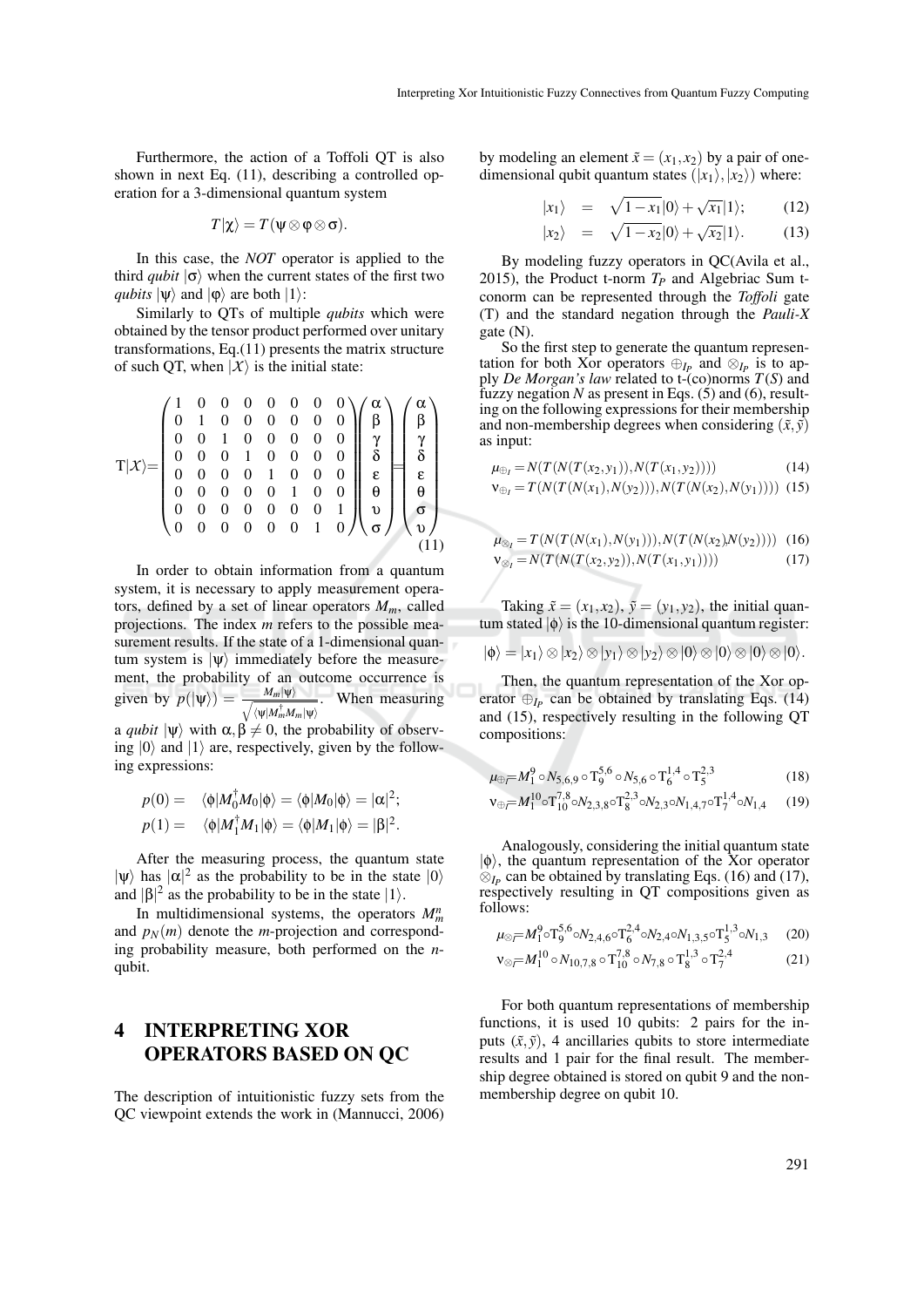Furthermore, the action of a Toffoli QT is also shown in next Eq. (11), describing a controlled operation for a 3-dimensional quantum system

$$T|\chi\rangle = T(\psi \otimes \varphi \otimes \sigma).$$

In this case, the *NOT* operator is applied to the third *qubit* $|\sigma\rangle$ when the current states of the first two *qubits* $|\psi\rangle$ and $|\varphi\rangle$ are both $|1\rangle$:

Similarly to QTs of multiple *qubits* which were obtained by the tensor product performed over unitary transformations, Eq.(11) presents the matrix structure of such QT, when $|\mathcal{X}\rangle$ is the initial state:

$$\mathrm{T}|\mathcal{X}\rangle = \begin{pmatrix} 1 & 0 & 0 & 0 & 0 & 0 & 0 & 0 \\ 0 & 1 & 0 & 0 & 0 & 0 & 0 & 0 \\ 0 & 0 & 1 & 0 & 0 & 0 & 0 & 0 \\ 0 & 0 & 0 & 1 & 0 & 0 & 0 & 0 \\ 0 & 0 & 0 & 0 & 1 & 0 & 0 & 0 \\ 0 & 0 & 0 & 0 & 0 & 1 & 0 & 0 \\ 0 & 0 & 0 & 0 & 0 & 0 & 0 & 1 \\ 0 & 0 & 0 & 0 & 0 & 0 & 1 & 0 \end{pmatrix} \begin{pmatrix} \alpha \\ \beta \\ \gamma \\ \delta \\ \varepsilon \\ \theta \\ \upsilon \\ \sigma \end{pmatrix} = \begin{pmatrix} \alpha \\ \beta \\ \gamma \\ \delta \\ \varepsilon \\ \theta \\ \sigma \\ \upsilon \end{pmatrix} \quad (11)$$

In order to obtain information from a quantum system, it is necessary to apply measurement operators, defined by a set of linear operators $M_m$, called projections. The index $m$ refers to the possible measurement results. If the state of a 1-dimensional quantum system is $|\psi\rangle$ immediately before the measurement, the probability of an outcome occurrence is given by $p(|\psi\rangle) = \frac{M_m|\psi\rangle}{\sqrt{\langle\psi|M_m^\dagger M_m|\psi\rangle}}$. When measuring a *qubit* $|\psi\rangle$ with $\alpha, \beta \neq 0$, the probability of observing $|0\rangle$ and $|1\rangle$ are, respectively, given by the following expressions:

$$p(0) = \langle\phi|M_0^\dagger M_0|\phi\rangle = \langle\phi|M_0|\phi\rangle = |\alpha|^2;$$
$$p(1) = \langle\phi|M_1^\dagger M_1|\phi\rangle = \langle\phi|M_1|\phi\rangle = |\beta|^2.$$

After the measuring process, the quantum state $|\psi\rangle$ has $|\alpha|^2$ as the probability to be in the state $|0\rangle$ and $|\beta|^2$ as the probability to be in the state $|1\rangle$.

In multidimensional systems, the operators $M_m^n$ and $p_N(m)$ denote the $m$-projection and corresponding probability measure, both performed on the $n$-qubit.

# 4 INTERPRETING XOR OPERATORS BASED ON QC

The description of intuitionistic fuzzy sets from the QC viewpoint extends the work in (Mannucci, 2006) by modeling an element $\tilde{x} = (x_1, x_2)$ by a pair of one-dimensional qubit quantum states $(|x_1\rangle, |x_2\rangle)$ where:

$$|x_1\rangle = \sqrt{1-x_1}|0\rangle + \sqrt{x_1}|1\rangle; \quad (12)$$
$$|x_2\rangle = \sqrt{1-x_2}|0\rangle + \sqrt{x_2}|1\rangle. \quad (13)$$

By modeling fuzzy operators in QC(Avila et al., 2015), the Product t-norm $T_P$ and Algebriac Sum t-conorm can be represented through the *Toffoli* gate (T) and the standard negation through the *Pauli-X* gate (N).

So the first step to generate the quantum representation for both Xor operators $\oplus_{I_P}$ and $\otimes_{I_P}$ is to apply *De Morgan's law* related to t-(co)norms $T(S)$ and fuzzy negation $N$ as present in Eqs. (5) and (6), resulting on the following expressions for their membership and non-membership degrees when considering $(\tilde{x}, \tilde{y})$ as input:

$$\mu_{\oplus_I} = N(T(N(T(x_2, y_1)), N(T(x_1, y_2)))) \quad (14)$$
$$\nu_{\oplus_I} = T(N(T(N(x_1), N(y_2))), N(T(N(x_2), N(y_1)))) \quad (15)$$

$$\mu_{\otimes_I} = T(N(T(N(x_1), N(y_1))), N(T(N(x_2), N(y_2)))) \quad (16)$$
$$\nu_{\otimes_I} = N(T(N(T(x_2, y_2)), N(T(x_1, y_1)))) \quad (17)$$

Taking $\tilde{x} = (x_1, x_2)$, $\tilde{y} = (y_1, y_2)$, the initial quantum stated $|\phi\rangle$ is the 10-dimensional quantum register:

$$|\phi\rangle = |x_1\rangle \otimes |x_2\rangle \otimes |y_1\rangle \otimes |y_2\rangle \otimes |0\rangle \otimes |0\rangle \otimes |0\rangle \otimes |0\rangle.$$

Then, the quantum representation of the Xor operator $\oplus_{I_P}$ can be obtained by translating Eqs. (14) and (15), respectively resulting in the following QT compositions:

$$\mu_{\oplus_I} = M_1^9 \circ N_{5,6,9} \circ \mathrm{T}_9^{5,6} \circ N_{5,6} \circ \mathrm{T}_6^{1,4} \circ \mathrm{T}_5^{2,3} \quad (18)$$
$$\nu_{\oplus_I} = M_1^{10} \circ \mathrm{T}_{10}^{7,8} \circ N_{2,3,8} \circ \mathrm{T}_8^{2,3} \circ N_{2,3} \circ N_{1,4,7} \circ \mathrm{T}_7^{1,4} \circ N_{1,4} \quad (19)$$

Analogously, considering the initial quantum state $|\phi\rangle$, the quantum representation of the Xor operator $\otimes_{I_P}$ can be obtained by translating Eqs. (16) and (17), respectively resulting in QT compositions given as follows:

$$\mu_{\otimes_I} = M_1^9 \circ \mathrm{T}_9^{5,6} \circ N_{2,4,6} \circ \mathrm{T}_6^{2,4} \circ N_{2,4} \circ N_{1,3,5} \circ \mathrm{T}_5^{1,3} \circ N_{1,3} \quad (20)$$
$$\nu_{\otimes_I} = M_1^{10} \circ N_{10,7,8} \circ \mathrm{T}_{10}^{7,8} \circ N_{7,8} \circ \mathrm{T}_8^{1,3} \circ \mathrm{T}_7^{2,4} \quad (21)$$

For both quantum representations of membership functions, it is used 10 qubits: 2 pairs for the inputs $(\tilde{x}, \tilde{y})$, 4 ancillaries qubits to store intermediate results and 1 pair for the final result. The membership degree obtained is stored on qubit 9 and the non-membership degree on qubit 10.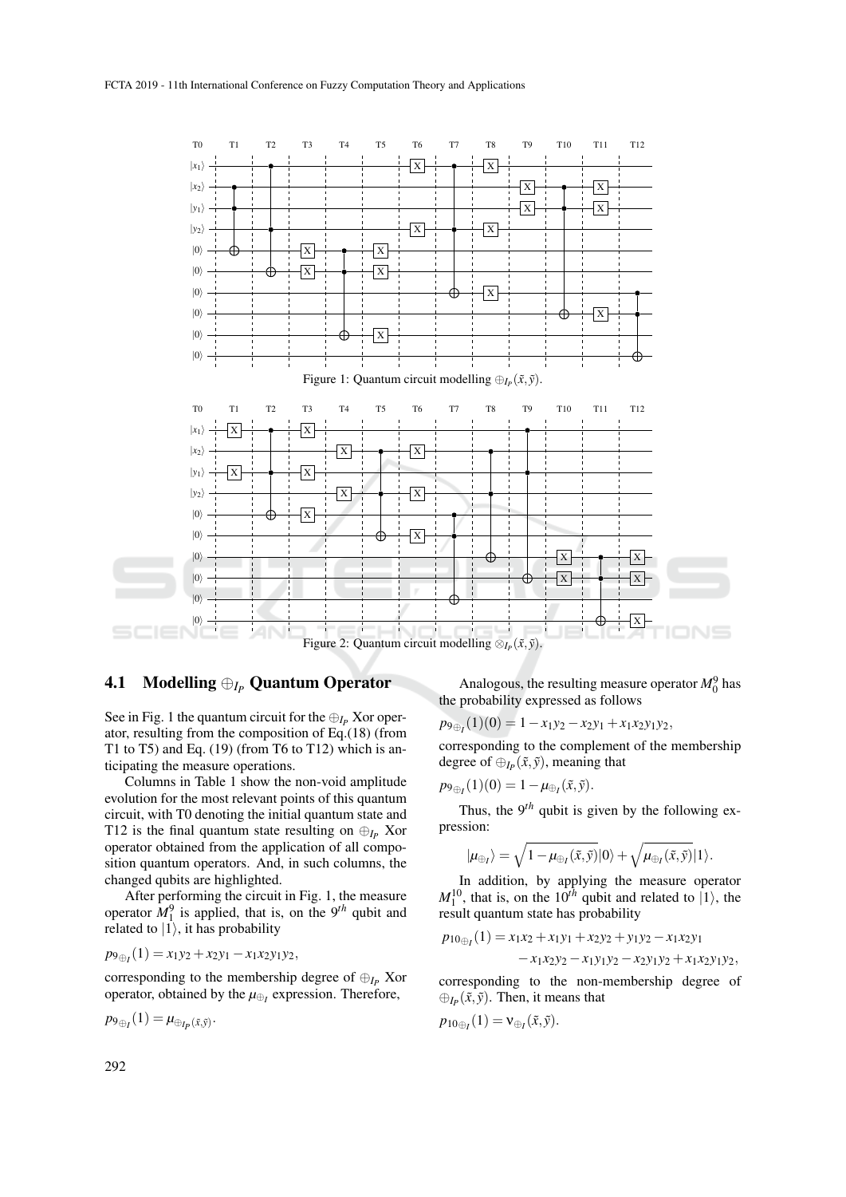Figure 1: Quantum circuit modelling $\oplus_{I_P}(\tilde{x}, \tilde{y})$.

Figure 2: Quantum circuit modelling $\otimes_{I_P}(\tilde{x}, \tilde{y})$.

### 4.1 Modelling $\oplus_{I_P}$ Quantum Operator

See in Fig. 1 the quantum circuit for the $\oplus_{I_P}$ Xor operator, resulting from the composition of Eq.(18) (from T1 to T5) and Eq. (19) (from T6 to T12) which is anticipating the measure operations.

Columns in Table 1 show the non-void amplitude evolution for the most relevant points of this quantum circuit, with T0 denoting the initial quantum state and T12 is the final quantum state resulting on $\oplus_{I_P}$ Xor operator obtained from the application of all composition quantum operators. And, in such columns, the changed qubits are highlighted.

After performing the circuit in Fig. 1, the measure operator $M_1^9$ is applied, that is, on the $9^{th}$ qubit and related to $|1\rangle$, it has probability

$$p_{9_{\oplus_I}}(1) = x_1y_2 + x_2y_1 - x_1x_2y_1y_2,$$

corresponding to the membership degree of $\oplus_{I_P}$ Xor operator, obtained by the $\mu_{\oplus_I}$ expression. Therefore,

$$p_{9_{\oplus_I}}(1) = \mu_{\oplus_{I_P}(\tilde{x},\tilde{y})}.$$

Analogous, the resulting measure operator $M_0^9$ has the probability expressed as follows

$$p_{9_{\oplus_I}}(1)(0) = 1 - x_1y_2 - x_2y_1 + x_1x_2y_1y_2,$$

corresponding to the complement of the membership degree of $\oplus_{I_P}(\tilde{x}, \tilde{y})$, meaning that

$$p_{9_{\oplus_I}}(1)(0) = 1 - \mu_{\oplus_I}(\tilde{x}, \tilde{y}).$$

Thus, the $9^{th}$ qubit is given by the following expression:

$$|\mu_{\oplus_I}\rangle = \sqrt{1 - \mu_{\oplus_I}(\tilde{x}, \tilde{y})}|0\rangle + \sqrt{\mu_{\oplus_I}(\tilde{x}, \tilde{y})}|1\rangle.$$

In addition, by applying the measure operator $M_1^{10}$, that is, on the $10^{th}$ qubit and related to $|1\rangle$, the result quantum state has probability

$$\begin{aligned} p_{10_{\oplus_I}}(1) = {} & x_1x_2 + x_1y_1 + x_2y_2 + y_1y_2 - x_1x_2y_1 \\ & - x_1x_2y_2 - x_1y_1y_2 - x_2y_1y_2 + x_1x_2y_1y_2, \end{aligned}$$

corresponding to the non-membership degree of $\oplus_{I_P}(\tilde{x}, \tilde{y})$. Then, it means that

$$p_{10_{\oplus_I}}(1) = \nu_{\oplus_I}(\tilde{x}, \tilde{y}).$$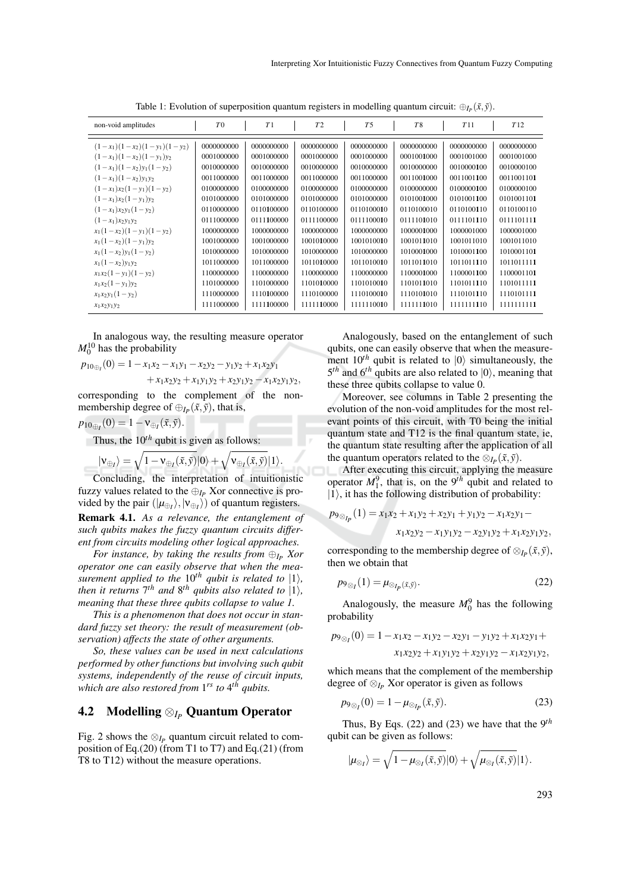Table 1: Evolution of superposition quantum registers in modelling quantum circuit: $\oplus_{I_P}(\tilde{x},\tilde{y})$.

| non-void amplitudes | $T0$ | $T1$ | $T2$ | $T5$ | $T8$ | $T11$ | $T12$ |
|---|---|---|---|---|---|---|---|
| $(1-x_1)(1-x_2)(1-y_1)(1-y_2)$ | 0000000000 | 0000000000 | 0000000000 | 0000000000 | 0000000000 | 0000000000 | 0000000000 |
| $(1-x_1)(1-x_2)(1-y_1)y_2$ | 0001000000 | 0001000000 | 0001000000 | 0001000000 | 0001001000 | 0001001000 | 0001001000 |
| $(1-x_1)(1-x_2)y_1(1-y_2)$ | 0010000000 | 0010000000 | 0010000000 | 0010000000 | 0010000000 | 0010000100 | 0010000100 |
| $(1-x_1)(1-x_2)y_1y_2$ | 0011000000 | 0011000000 | 0011000000 | 0011000000 | 0011001000 | 0011001100 | 0011001101 |
| $(1-x_1)x_2(1-y_1)(1-y_2)$ | 0100000000 | 0100000000 | 0100000000 | 0100000000 | 0100000000 | 0100000100 | 0100000100 |
| $(1-x_1)x_2(1-y_1)y_2$ | 0101000000 | 0101000000 | 0101000000 | 0101000000 | 0101001000 | 0101001100 | 0101001101 |
| $(1-x_1)x_2y_1(1-y_2)$ | 0110000000 | 0110100000 | 0110100000 | 0110100010 | 0110100010 | 0110100110 | 0110100110 |
| $(1-x_1)x_2y_1y_2$ | 0111000000 | 0111100000 | 0111100000 | 0111100010 | 0111101010 | 0111101110 | 0111101111 |
| $x_1(1-x_2)(1-y_1)(1-y_2)$ | 1000000000 | 1000000000 | 1000000000 | 1000000000 | 1000001000 | 1000001000 | 1000001000 |
| $x_1(1-x_2)(1-y_1)y_2$ | 1001000000 | 1001000000 | 1001010000 | 1001010010 | 1001011010 | 1001011010 | 1001011010 |
| $x_1(1-x_2)y_1(1-y_2)$ | 1010000000 | 1010000000 | 1010000000 | 1010000000 | 1010001000 | 1010001100 | 1010001101 |
| $x_1(1-x_2)y_1y_2$ | 1011000000 | 1011000000 | 1011010000 | 1011010010 | 1011011010 | 1011011110 | 1011011111 |
| $x_1x_2(1-y_1)(1-y_2)$ | 1100000000 | 1100000000 | 1100000000 | 1100000000 | 1100001000 | 1100001100 | 1100001101 |
| $x_1x_2(1-y_1)y_2$ | 1101000000 | 1101000000 | 1101010000 | 1101010010 | 1101011010 | 1101011110 | 1101011111 |
| $x_1x_2y_1(1-y_2)$ | 1110000000 | 1110100000 | 1110100000 | 1110100010 | 1110101010 | 1110101110 | 1110101111 |
| $x_1x_2y_1y_2$ | 1111000000 | 1111100000 | 1111110000 | 1111110010 | 1111111010 | 1111111110 | 1111111111 |

In analogous way, the resulting measure operator $M_0^{10}$ has the probability

$$p_{10_{\oplus_I}}(0) = 1 - x_1x_2 - x_1y_1 - x_2y_2 - y_1y_2 + x_1x_2y_1 + x_1x_2y_2 + x_1y_1y_2 + x_2y_1y_2 - x_1x_2y_1y_2,$$

corresponding to the complement of the non-membership degree of $\oplus_{I_P}(\tilde{x},\tilde{y})$, that is,

$$p_{10_{\oplus_I}}(0) = 1 - \nu_{\oplus_I}(\tilde{x},\tilde{y}).$$

Thus, the $10^{th}$ qubit is given as follows:

$$|\nu_{\oplus_I}\rangle = \sqrt{1-\nu_{\oplus_I}(\tilde{x},\tilde{y})}|0\rangle + \sqrt{\nu_{\oplus_I}(\tilde{x},\tilde{y})}|1\rangle.$$

Concluding, the interpretation of intuitionistic fuzzy values related to the $\oplus_{I_P}$ Xor connective is provided by the pair $(|\mu_{\oplus_I}\rangle, |\nu_{\oplus_I}\rangle)$ of quantum registers.

**Remark 4.1.** *As a relevance, the entanglement of such qubits makes the fuzzy quantum circuits different from circuits modeling other logical approaches.*

*For instance, by taking the results from $\oplus_{I_P}$ Xor operator one can easily observe that when the measurement applied to the $10^{th}$ qubit is related to $|1\rangle$, then it returns $7^{th}$ and $8^{th}$ qubits also related to $|1\rangle$, meaning that these three qubits collapse to value 1.*

*This is a phenomenon that does not occur in standard fuzzy set theory: the result of measurement (observation) affects the state of other arguments.*

*So, these values can be used in next calculations performed by other functions but involving such qubit systems, independently of the reuse of circuit inputs, which are also restored from $1^{rs}$ to $4^{th}$ qubits.*

## 4.2 Modelling $\otimes_{I_P}$ Quantum Operator

Fig. 2 shows the $\otimes_{I_P}$ quantum circuit related to composition of Eq.(20) (from T1 to T7) and Eq.(21) (from T8 to T12) without the measure operations.

Analogously, based on the entanglement of such qubits, one can easily observe that when the measurement $10^{th}$ qubit is related to $|0\rangle$ simultaneously, the $5^{th}$ and $6^{th}$ qubits are also related to $|0\rangle$, meaning that these three qubits collapse to value 0.

Moreover, see columns in Table 2 presenting the evolution of the non-void amplitudes for the most relevant points of this circuit, with T0 being the initial quantum state and T12 is the final quantum state, ie, the quantum state resulting after the application of all the quantum operators related to the $\otimes_{I_P}(\tilde{x},\tilde{y})$.

After executing this circuit, applying the measure operator $M_1^9$, that is, on the $9^{th}$ qubit and related to $|1\rangle$, it has the following distribution of probability:

$$p_{9_{\otimes_{I_P}}}(1) = x_1x_2 + x_1y_2 + x_2y_1 + y_1y_2 - x_1x_2y_1 - x_1x_2y_2 - x_1y_1y_2 - x_2y_1y_2 + x_1x_2y_1y_2,$$

corresponding to the membership degree of $\otimes_{I_P}(\tilde{x},\tilde{y})$, then we obtain that

$$p_{9_{\otimes_I}}(1) = \mu_{\otimes_{I_P}(\tilde{x},\tilde{y})}. \tag{22}$$

Analogously, the measure $M_0^9$ has the following probability

$$p_{9_{\otimes_I}}(0) = 1 - x_1x_2 - x_1y_2 - x_2y_1 - y_1y_2 + x_1x_2y_1 + x_1x_2y_2 + x_1y_1y_2 + x_2y_1y_2 - x_1x_2y_1y_2,$$

which means that the complement of the membership degree of $\otimes_{I_P}$ Xor operator is given as follows

$$p_{9_{\otimes_I}}(0) = 1 - \mu_{\otimes_{I_P}}(\tilde{x},\tilde{y}). \tag{23}$$

Thus, By Eqs. (22) and (23) we have that the $9^{th}$ qubit can be given as follows:

$$|\mu_{\otimes_I}\rangle = \sqrt{1-\mu_{\otimes_I}(\tilde{x},\tilde{y})}|0\rangle + \sqrt{\mu_{\otimes_I}(\tilde{x},\tilde{y})}|1\rangle.$$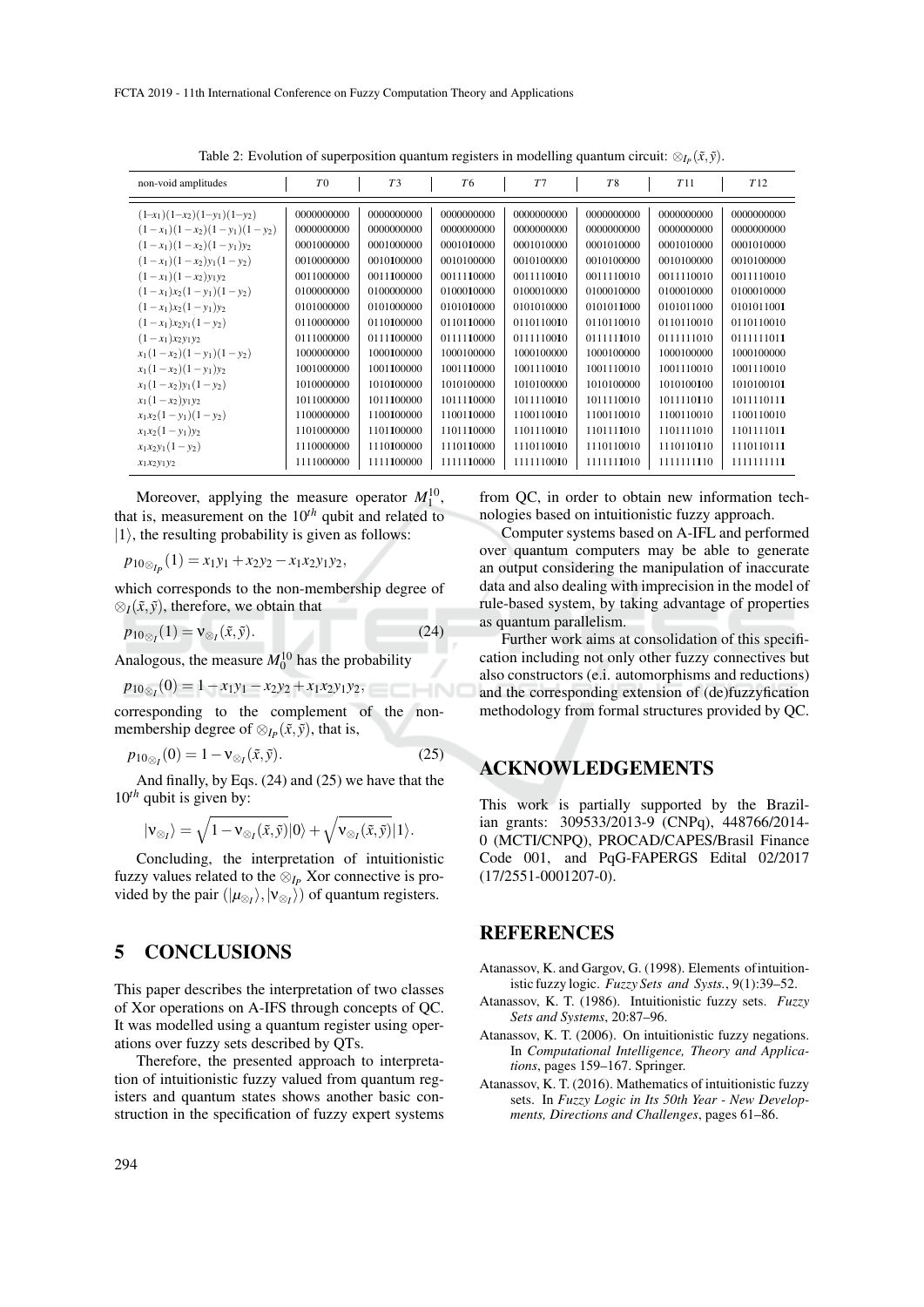Table 2: Evolution of superposition quantum registers in modelling quantum circuit: $\otimes_{I_P}(\tilde{x},\tilde{y})$.

| non-void amplitudes | $T0$ | $T3$ | $T6$ | $T7$ | $T8$ | $T11$ | $T12$ |
|---|---|---|---|---|---|---|---|
| $(1-x_1)(1-x_2)(1-y_1)(1-y_2)$ | 0000000000 | 0000000000 | 0000000000 | 0000000000 | 0000000000 | 0000000000 | 0000000000 |
| $(1-x_1)(1-x_2)(1-y_1)(1-y_2)$ | 0000000000 | 0000000000 | 0000000000 | 0000000000 | 0000000000 | 0000000000 | 0000000000 |
| $(1-x_1)(1-x_2)(1-y_1)y_2$ | 0001000000 | 0001000000 | 0001010000 | 0001010000 | 0001010000 | 0001010000 | 0001010000 |
| $(1-x_1)(1-x_2)y_1(1-y_2)$ | 0010000000 | 0010100000 | 0010100000 | 0010100000 | 0010100000 | 0010100000 | 0010100000 |
| $(1-x_1)(1-x_2)y_1y_2$ | 0011000000 | 0011100000 | 0011110000 | 0011110010 | 0011110010 | 0011110010 | 0011110010 |
| $(1-x_1)x_2(1-y_1)(1-y_2)$ | 0100000000 | 0100000000 | 0100010000 | 0100010000 | 0100010000 | 0100010000 | 0100010000 |
| $(1-x_1)x_2(1-y_1)y_2$ | 0101000000 | 0101000000 | 0101010000 | 0101010000 | 0101011000 | 0101011000 | 0101011001 |
| $(1-x_1)x_2y_1(1-y_2)$ | 0110000000 | 0110100000 | 0110110000 | 0110110010 | 0110110010 | 0110110010 | 0110110010 |
| $(1-x_1)x_2y_1y_2$ | 0111000000 | 0111100000 | 0111110000 | 0111110010 | 0111111010 | 0111111010 | 0111111011 |
| $x_1(1-x_2)(1-y_1)(1-y_2)$ | 1000000000 | 1000100000 | 1000100000 | 1000100000 | 1000100000 | 1000100000 | 1000100000 |
| $x_1(1-x_2)(1-y_1)y_2$ | 1001000000 | 1001100000 | 1001110000 | 1001110010 | 1001110010 | 1001110010 | 1001110010 |
| $x_1(1-x_2)y_1(1-y_2)$ | 1010000000 | 1010100000 | 1010100000 | 1010100000 | 1010100000 | 1010100100 | 1010100101 |
| $x_1(1-x_2)y_1y_2$ | 1011000000 | 1011100000 | 1011110000 | 1011110010 | 1011110010 | 1011110110 | 1011110111 |
| $x_1x_2(1-y_1)(1-y_2)$ | 1100000000 | 1100100000 | 1100110000 | 1100110010 | 1100110010 | 1100110010 | 1100110010 |
| $x_1x_2(1-y_1)y_2$ | 1101000000 | 1101100000 | 1101110000 | 1101110010 | 1101111010 | 1101111010 | 1101111011 |
| $x_1x_2y_1(1-y_2)$ | 1110000000 | 1110100000 | 1110110000 | 1110110010 | 1110110010 | 1110110110 | 1110110111 |
| $x_1x_2y_1y_2$ | 1111000000 | 1111100000 | 1111110000 | 1111110010 | 1111111010 | 1111111110 | 1111111111 |

Moreover, applying the measure operator $M_1^{10}$, that is, measurement on the $10^{th}$ qubit and related to $|1\rangle$, the resulting probability is given as follows:

$$p_{10_{\otimes_{I_P}}}(1) = x_1y_1 + x_2y_2 - x_1x_2y_1y_2,$$

which corresponds to the non-membership degree of $\otimes_I(\tilde{x},\tilde{y})$, therefore, we obtain that

$$p_{10_{\otimes_I}}(1) = \nu_{\otimes_I}(\tilde{x},\tilde{y}). \tag{24}$$

Analogous, the measure $M_0^{10}$ has the probability

$$p_{10_{\otimes_I}}(0) = 1 - x_1y_1 - x_2y_2 + x_1x_2y_1y_2,$$

corresponding to the complement of the non-membership degree of $\otimes_{I_P}(\tilde{x},\tilde{y})$, that is,

$$p_{10_{\otimes_I}}(0) = 1 - \nu_{\otimes_I}(\tilde{x},\tilde{y}). \tag{25}$$

And finally, by Eqs. (24) and (25) we have that the $10^{th}$ qubit is given by:

$$|\nu_{\otimes_I}\rangle = \sqrt{1-\nu_{\otimes_I}(\tilde{x},\tilde{y})}|0\rangle + \sqrt{\nu_{\otimes_I}(\tilde{x},\tilde{y})}|1\rangle.$$

Concluding, the interpretation of intuitionistic fuzzy values related to the $\otimes_{I_P}$ Xor connective is provided by the pair $(|\mu_{\otimes_I}\rangle, |\nu_{\otimes_I}\rangle)$ of quantum registers.

## 5 CONCLUSIONS

This paper describes the interpretation of two classes of Xor operations on A-IFS through concepts of QC. It was modelled using a quantum register using operations over fuzzy sets described by QTs.

Therefore, the presented approach to interpretation of intuitionistic fuzzy valued from quantum registers and quantum states shows another basic construction in the specification of fuzzy expert systems from QC, in order to obtain new information technologies based on intuitionistic fuzzy approach.

Computer systems based on A-IFL and performed over quantum computers may be able to generate an output considering the manipulation of inaccurate data and also dealing with imprecision in the model of rule-based system, by taking advantage of properties as quantum parallelism.

Further work aims at consolidation of this specification including not only other fuzzy connectives but also constructors (e.i. automorphisms and reductions) and the corresponding extension of (de)fuzzyfication methodology from formal structures provided by QC.

## ACKNOWLEDGEMENTS

This work is partially supported by the Brazilian grants: 309533/2013-9 (CNPq), 448766/2014-0 (MCTI/CNPQ), PROCAD/CAPES/Brasil Finance Code 001, and PqG-FAPERGS Edital 02/2017 (17/2551-0001207-0).

## REFERENCES

Atanassov, K. and Gargov, G. (1998). Elements of intuitionistic fuzzy logic. *Fuzzy Sets and Systs.*, 9(1):39–52.

Atanassov, K. T. (1986). Intuitionistic fuzzy sets. *Fuzzy Sets and Systems*, 20:87–96.

Atanassov, K. T. (2006). On intuitionistic fuzzy negations. In *Computational Intelligence, Theory and Applications*, pages 159–167. Springer.

Atanassov, K. T. (2016). Mathematics of intuitionistic fuzzy sets. In *Fuzzy Logic in Its 50th Year - New Developments, Directions and Challenges*, pages 61–86.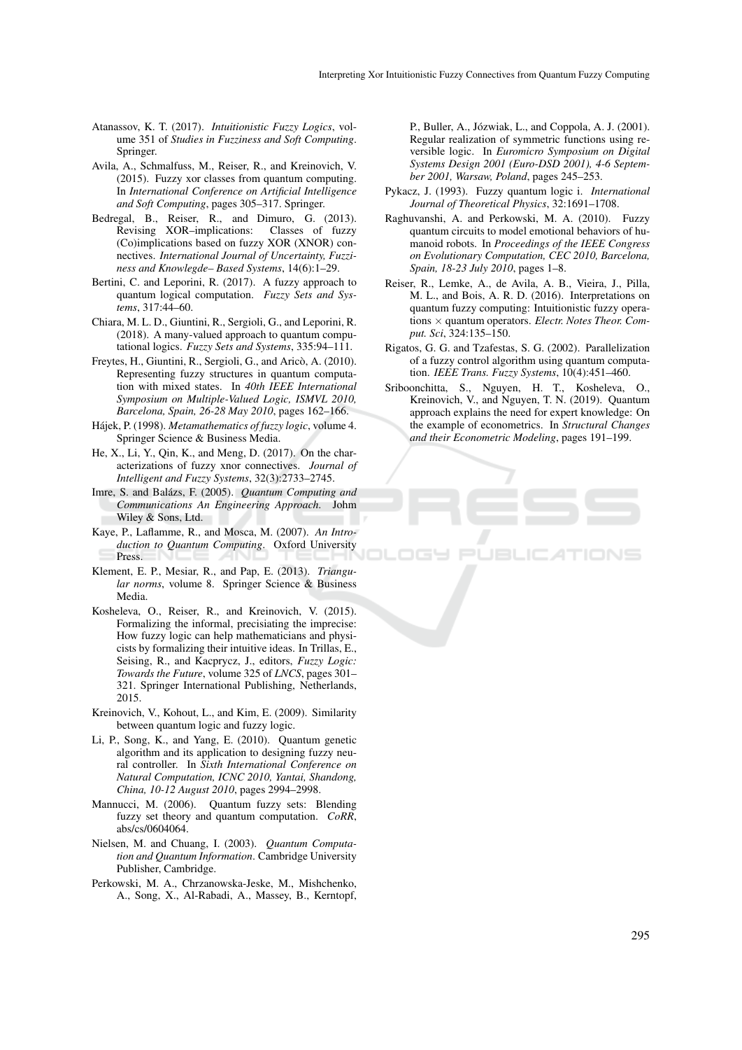Atanassov, K. T. (2017). *Intuitionistic Fuzzy Logics*, volume 351 of *Studies in Fuzziness and Soft Computing*. Springer.

Avila, A., Schmalfuss, M., Reiser, R., and Kreinovich, V. (2015). Fuzzy xor classes from quantum computing. In *International Conference on Artificial Intelligence and Soft Computing*, pages 305–317. Springer.

Bedregal, B., Reiser, R., and Dimuro, G. (2013). Revising XOR–implications: Classes of fuzzy (Co)implications based on fuzzy XOR (XNOR) connectives. *International Journal of Uncertainty, Fuzziness and Knowlegde– Based Systems*, 14(6):1–29.

Bertini, C. and Leporini, R. (2017). A fuzzy approach to quantum logical computation. *Fuzzy Sets and Systems*, 317:44–60.

Chiara, M. L. D., Giuntini, R., Sergioli, G., and Leporini, R. (2018). A many-valued approach to quantum computational logics. *Fuzzy Sets and Systems*, 335:94–111.

Freytes, H., Giuntini, R., Sergioli, G., and Aricò, A. (2010). Representing fuzzy structures in quantum computation with mixed states. In *40th IEEE International Symposium on Multiple-Valued Logic, ISMVL 2010, Barcelona, Spain, 26-28 May 2010*, pages 162–166.

Hájek, P. (1998). *Metamathematics of fuzzy logic*, volume 4. Springer Science & Business Media.

He, X., Li, Y., Qin, K., and Meng, D. (2017). On the characterizations of fuzzy xnor connectives. *Journal of Intelligent and Fuzzy Systems*, 32(3):2733–2745.

Imre, S. and Balázs, F. (2005). *Quantum Computing and Communications An Engineering Approach*. Johm Wiley & Sons, Ltd.

Kaye, P., Laflamme, R., and Mosca, M. (2007). *An Introduction to Quantum Computing*. Oxford University Press.

Klement, E. P., Mesiar, R., and Pap, E. (2013). *Triangular norms*, volume 8. Springer Science & Business Media.

Kosheleva, O., Reiser, R., and Kreinovich, V. (2015). Formalizing the informal, precisiating the imprecise: How fuzzy logic can help mathematicians and physicists by formalizing their intuitive ideas. In Trillas, E., Seising, R., and Kacprycz, J., editors, *Fuzzy Logic: Towards the Future*, volume 325 of *LNCS*, pages 301–321. Springer International Publishing, Netherlands, 2015.

Kreinovich, V., Kohout, L., and Kim, E. (2009). Similarity between quantum logic and fuzzy logic.

Li, P., Song, K., and Yang, E. (2010). Quantum genetic algorithm and its application to designing fuzzy neural controller. In *Sixth International Conference on Natural Computation, ICNC 2010, Yantai, Shandong, China, 10-12 August 2010*, pages 2994–2998.

Mannucci, M. (2006). Quantum fuzzy sets: Blending fuzzy set theory and quantum computation. *CoRR*, abs/cs/0604064.

Nielsen, M. and Chuang, I. (2003). *Quantum Computation and Quantum Information*. Cambridge University Publisher, Cambridge.

Perkowski, M. A., Chrzanowska-Jeske, M., Mishchenko, A., Song, X., Al-Rabadi, A., Massey, B., Kerntopf, P., Buller, A., Józwiak, L., and Coppola, A. J. (2001). Regular realization of symmetric functions using reversible logic. In *Euromicro Symposium on Digital Systems Design 2001 (Euro-DSD 2001), 4-6 September 2001, Warsaw, Poland*, pages 245–253.

Pykacz, J. (1993). Fuzzy quantum logic i. *International Journal of Theoretical Physics*, 32:1691–1708.

Raghuvanshi, A. and Perkowski, M. A. (2010). Fuzzy quantum circuits to model emotional behaviors of humanoid robots. In *Proceedings of the IEEE Congress on Evolutionary Computation, CEC 2010, Barcelona, Spain, 18-23 July 2010*, pages 1–8.

Reiser, R., Lemke, A., de Avila, A. B., Vieira, J., Pilla, M. L., and Bois, A. R. D. (2016). Interpretations on quantum fuzzy computing: Intuitionistic fuzzy operations $\times$ quantum operators. *Electr. Notes Theor. Comput. Sci*, 324:135–150.

Rigatos, G. G. and Tzafestas, S. G. (2002). Parallelization of a fuzzy control algorithm using quantum computation. *IEEE Trans. Fuzzy Systems*, 10(4):451–460.

Sriboonchitta, S., Nguyen, H. T., Kosheleva, O., Kreinovich, V., and Nguyen, T. N. (2019). Quantum approach explains the need for expert knowledge: On the example of econometrics. In *Structural Changes and their Econometric Modeling*, pages 191–199.